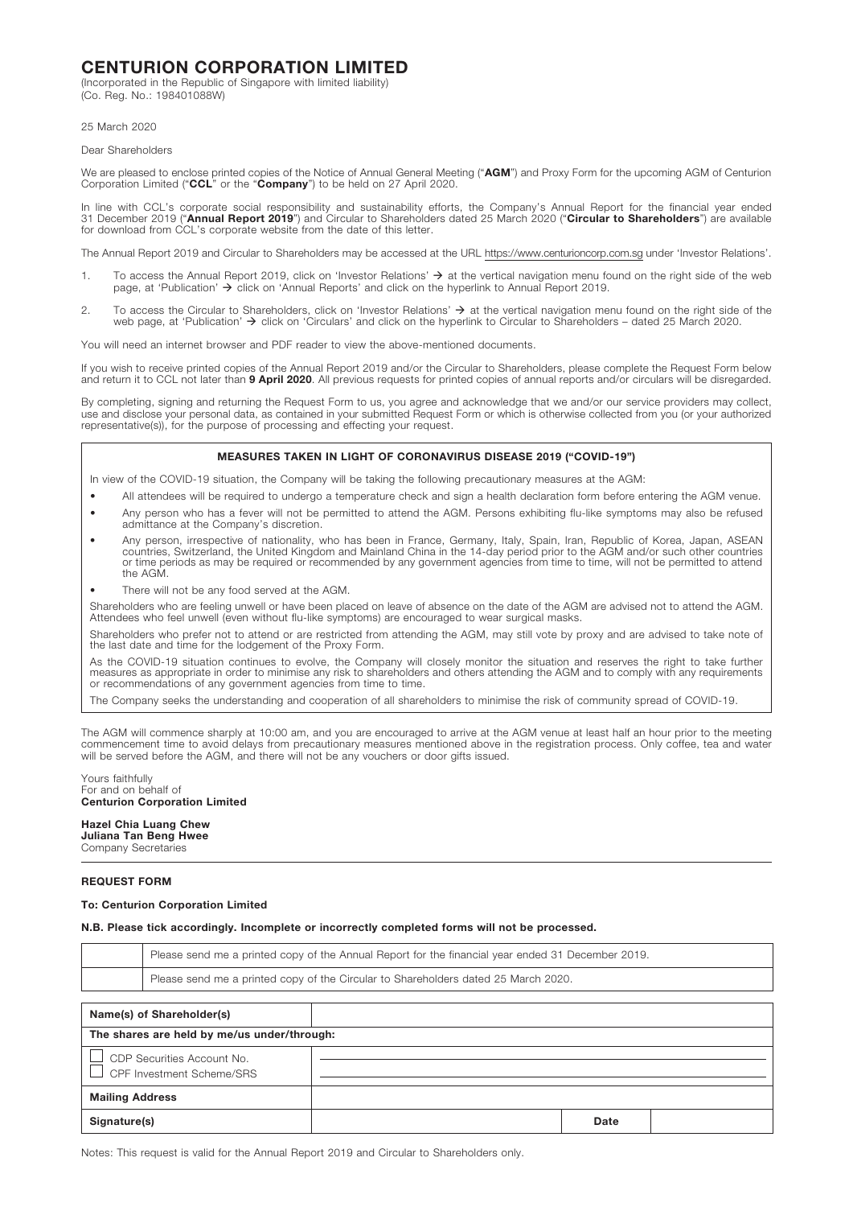# CENTURION CORPORATION LIMITED

(Incorporated in the Republic of Singapore with limited liability)
(Co. Reg. No.: 198401088W)

25 March 2020

Dear Shareholders

We are pleased to enclose printed copies of the Notice of Annual General Meeting ("**AGM**") and Proxy Form for the upcoming AGM of Centurion Corporation Limited ("**CCL**" or the "**Company**") to be held on 27 April 2020.

In line with CCL's corporate social responsibility and sustainability efforts, the Company's Annual Report for the financial year ended 31 December 2019 ("**Annual Report 2019**") and Circular to Shareholders dated 25 March 2020 ("**Circular to Shareholders**") are available for download from CCL's corporate website from the date of this letter.

The Annual Report 2019 and Circular to Shareholders may be accessed at the URL https://www.centurioncorp.com.sg under 'Investor Relations'.

1. To access the Annual Report 2019, click on 'Investor Relations' → at the vertical navigation menu found on the right side of the web page, at 'Publication' → click on 'Annual Reports' and click on the hyperlink to Annual Report 2019.
2. To access the Circular to Shareholders, click on 'Investor Relations' → at the vertical navigation menu found on the right side of the web page, at 'Publication' → click on 'Circulars' and click on the hyperlink to Circular to Shareholders – dated 25 March 2020.

You will need an internet browser and PDF reader to view the above-mentioned documents.

If you wish to receive printed copies of the Annual Report 2019 and/or the Circular to Shareholders, please complete the Request Form below and return it to CCL not later than **9 April 2020**. All previous requests for printed copies of annual reports and/or circulars will be disregarded.

By completing, signing and returning the Request Form to us, you agree and acknowledge that we and/or our service providers may collect, use and disclose your personal data, as contained in your submitted Request Form or which is otherwise collected from you (or your authorized representative(s)), for the purpose of processing and effecting your request.

## MEASURES TAKEN IN LIGHT OF CORONAVIRUS DISEASE 2019 ("COVID-19")

In view of the COVID-19 situation, the Company will be taking the following precautionary measures at the AGM:

- All attendees will be required to undergo a temperature check and sign a health declaration form before entering the AGM venue.
- Any person who has a fever will not be permitted to attend the AGM. Persons exhibiting flu-like symptoms may also be refused admittance at the Company's discretion.
- Any person, irrespective of nationality, who has been in France, Germany, Italy, Spain, Iran, Republic of Korea, Japan, ASEAN countries, Switzerland, the United Kingdom and Mainland China in the 14-day period prior to the AGM and/or such other countries or time periods as may be required or recommended by any government agencies from time to time, will not be permitted to attend the AGM.
- There will not be any food served at the AGM.

Shareholders who are feeling unwell or have been placed on leave of absence on the date of the AGM are advised not to attend the AGM. Attendees who feel unwell (even without flu-like symptoms) are encouraged to wear surgical masks.

Shareholders who prefer not to attend or are restricted from attending the AGM, may still vote by proxy and are advised to take note of the last date and time for the lodgement of the Proxy Form.

As the COVID-19 situation continues to evolve, the Company will closely monitor the situation and reserves the right to take further measures as appropriate in order to minimise any risk to shareholders and others attending the AGM and to comply with any requirements or recommendations of any government agencies from time to time.

The Company seeks the understanding and cooperation of all shareholders to minimise the risk of community spread of COVID-19.

The AGM will commence sharply at 10:00 am, and you are encouraged to arrive at the AGM venue at least half an hour prior to the meeting commencement time to avoid delays from precautionary measures mentioned above in the registration process. Only coffee, tea and water will be served before the AGM, and there will not be any vouchers or door gifts issued.

Yours faithfully
For and on behalf of
**Centurion Corporation Limited**

**Hazel Chia Luang Chew**
**Juliana Tan Beng Hwee**
Company Secretaries

## REQUEST FORM

**To: Centurion Corporation Limited**

**N.B. Please tick accordingly. Incomplete or incorrectly completed forms will not be processed.**

| | |
|---|---|
| | Please send me a printed copy of the Annual Report for the financial year ended 31 December 2019. |
| | Please send me a printed copy of the Circular to Shareholders dated 25 March 2020. |

| | | | |
|---|---|---|---|
| **Name(s) of Shareholder(s)** | | | |
| **The shares are held by me/us under/through:** | | | |
| ☐ CDP Securities Account No.<br>☐ CPF Investment Scheme/SRS | | | |
| **Mailing Address** | | | |
| **Signature(s)** | | **Date** | |

Notes: This request is valid for the Annual Report 2019 and Circular to Shareholders only.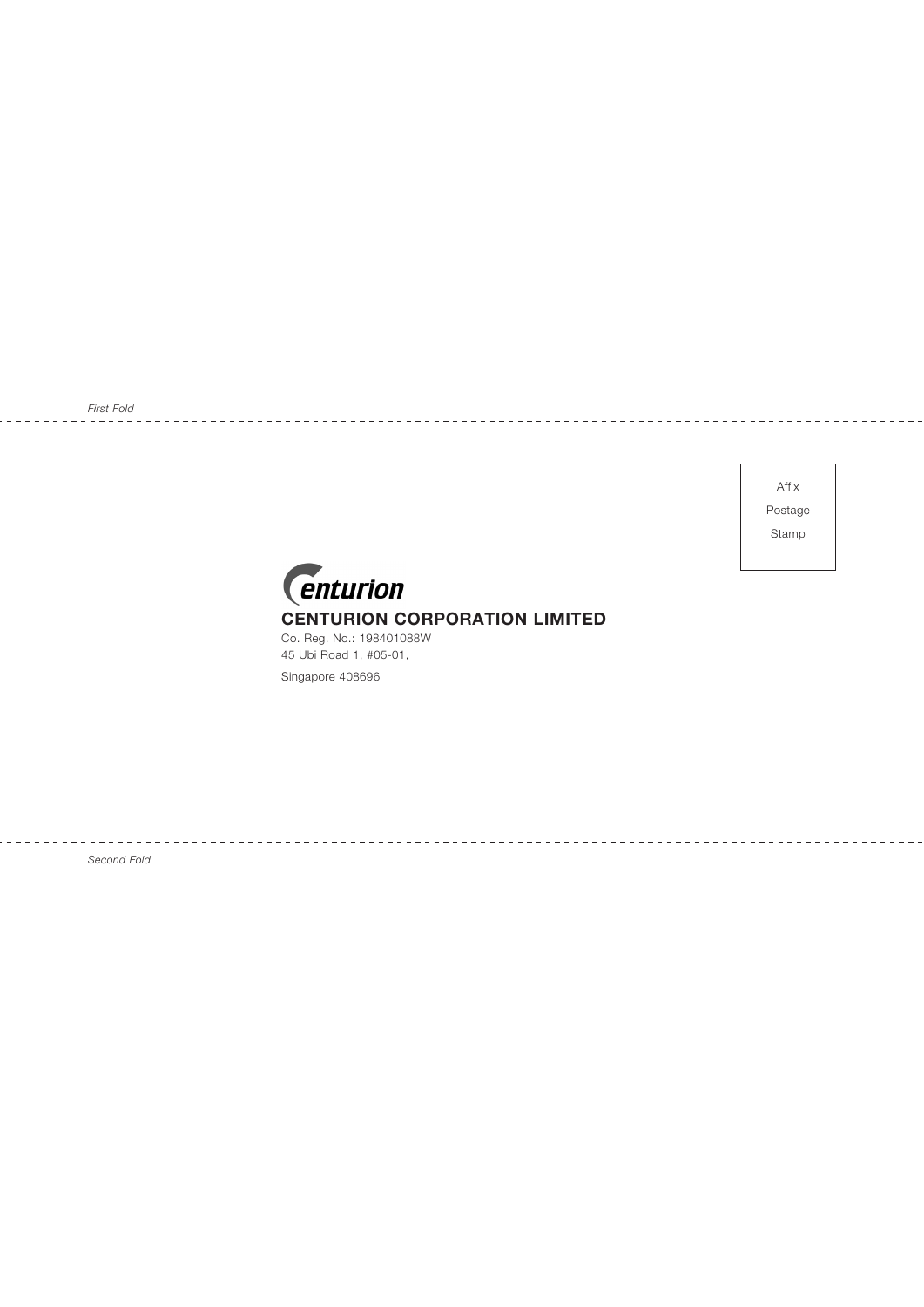*First Fold*

Affix

Postage

Stamp

Centurion

**CENTURION CORPORATION LIMITED**

Co. Reg. No.: 198401088W
45 Ubi Road 1, #05-01,

Singapore 408696

*Second Fold*